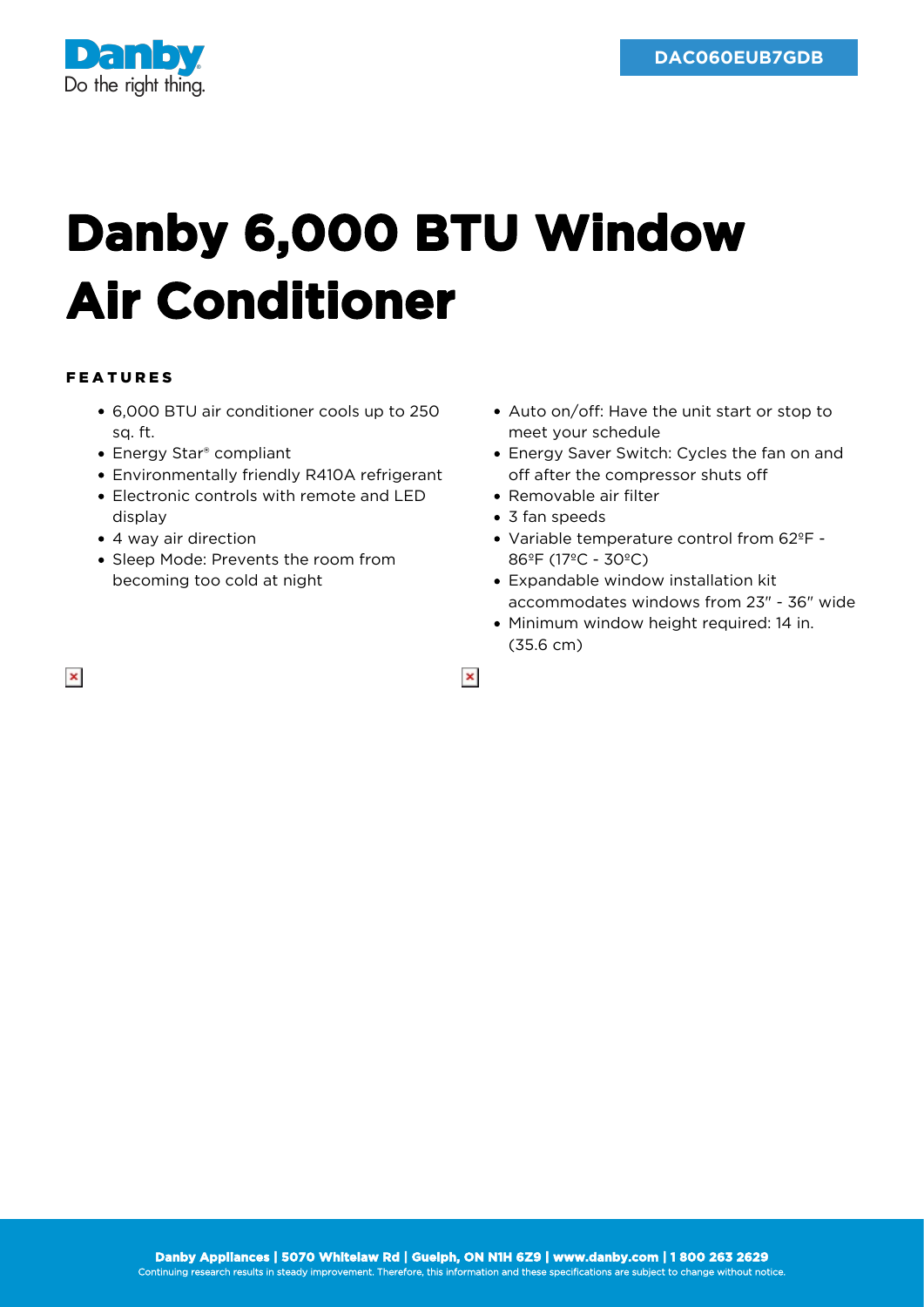Danby
Do the right thing.

DAC060EUB7GDB

# Danby 6,000 BTU Window Air Conditioner

## FEATURES

- 6,000 BTU air conditioner cools up to 250 sq. ft.
- Energy Star® compliant
- Environmentally friendly R410A refrigerant
- Electronic controls with remote and LED display
- 4 way air direction
- Sleep Mode: Prevents the room from becoming too cold at night
- Auto on/off: Have the unit start or stop to meet your schedule
- Energy Saver Switch: Cycles the fan on and off after the compressor shuts off
- Removable air filter
- 3 fan speeds
- Variable temperature control from 62ºF - 86ºF (17ºC - 30ºC)
- Expandable window installation kit accommodates windows from 23" - 36" wide
- Minimum window height required: 14 in. (35.6 cm)

**Danby Appliances | 5070 Whitelaw Rd | Guelph, ON N1H 6Z9 | www.danby.com | 1 800 263 2629**
Continuing research results in steady improvement. Therefore, this information and these specifications are subject to change without notice.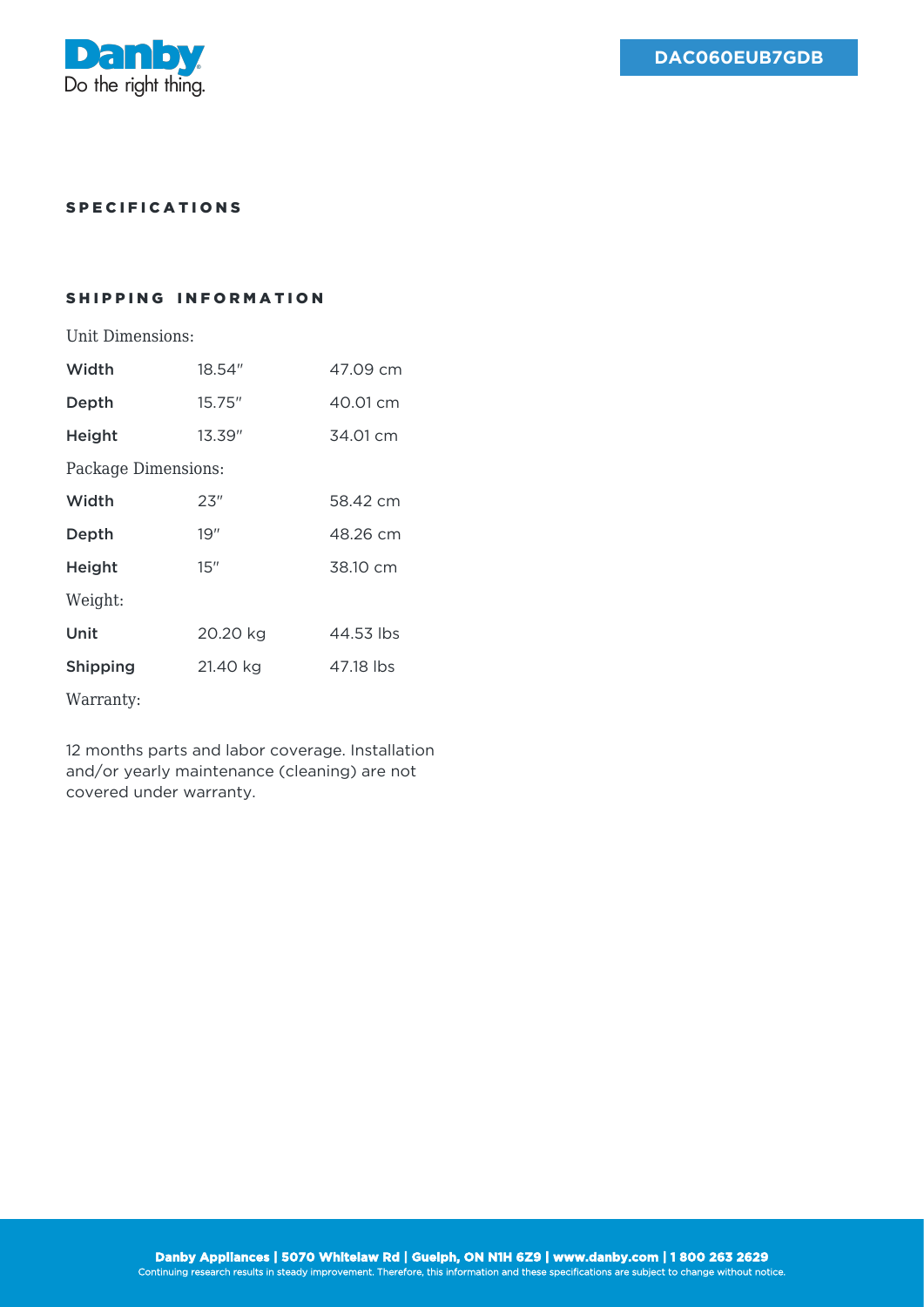Danby
Do the right thing.

DAC060EUB7GDB

## SPECIFICATIONS

### SHIPPING INFORMATION

Unit Dimensions:

| | | |
|---|---|---|
| **Width** | 18.54″ | 47.09 cm |
| **Depth** | 15.75″ | 40.01 cm |
| **Height** | 13.39″ | 34.01 cm |

Package Dimensions:

| | | |
|---|---|---|
| **Width** | 23″ | 58.42 cm |
| **Depth** | 19″ | 48.26 cm |
| **Height** | 15″ | 38.10 cm |

Weight:

| | | |
|---|---|---|
| **Unit** | 20.20 kg | 44.53 lbs |
| **Shipping** | 21.40 kg | 47.18 lbs |

Warranty:

12 months parts and labor coverage. Installation and/or yearly maintenance (cleaning) are not covered under warranty.

**Danby Appliances | 5070 Whitelaw Rd | Guelph, ON N1H 6Z9 | www.danby.com | 1 800 263 2629**
Continuing research results in steady improvement. Therefore, this information and these specifications are subject to change without notice.